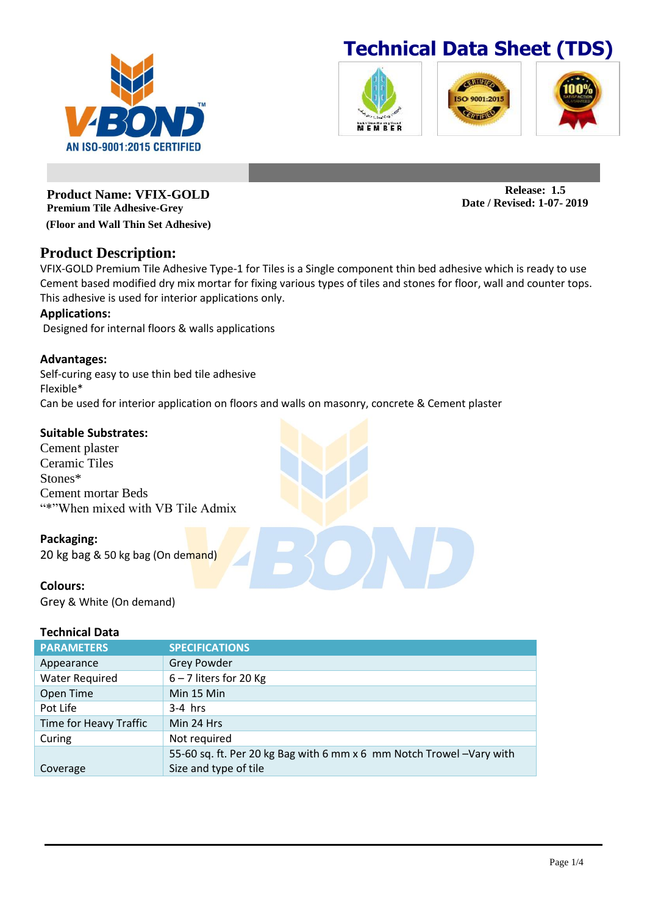V-BOND™

AN ISO-9001:2015 CERTIFIED

# Technical Data Sheet (TDS)

**Product Name: VFIX-GOLD**
**Premium Tile Adhesive-Grey**
**(Floor and Wall Thin Set Adhesive)**

**Release: 1.5**
**Date / Revised: 1-07- 2019**

## Product Description:

VFIX-GOLD Premium Tile Adhesive Type-1 for Tiles is a Single component thin bed adhesive which is ready to use Cement based modified dry mix mortar for fixing various types of tiles and stones for floor, wall and counter tops. This adhesive is used for interior applications only.

### Applications:

Designed for internal floors & walls applications

### Advantages:

Self-curing easy to use thin bed tile adhesive
Flexible*
Can be used for interior application on floors and walls on masonry, concrete & Cement plaster

### Suitable Substrates:

Cement plaster
Ceramic Tiles
Stones*
Cement mortar Beds
"*"When mixed with VB Tile Admix

### Packaging:

20 kg bag & 50 kg bag (On demand)

### Colours:

Grey & White (On demand)

### Technical Data

| PARAMETERS | SPECIFICATIONS |
|---|---|
| Appearance | Grey Powder |
| Water Required | 6 – 7 liters for 20 Kg |
| Open Time | Min 15 Min |
| Pot Life | 3-4 hrs |
| Time for Heavy Traffic | Min 24 Hrs |
| Curing | Not required |
| Coverage | 55-60 sq. ft. Per 20 kg Bag with 6 mm x 6 mm Notch Trowel –Vary with Size and type of tile |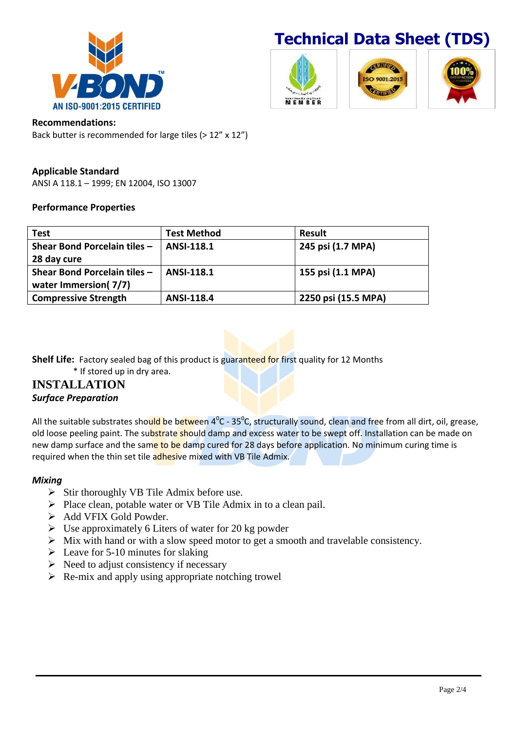**Recommendations:**

Back butter is recommended for large tiles (> 12" x 12")

**Applicable Standard**

ANSI A 118.1 – 1999; EN 12004, ISO 13007

**Performance Properties**

| Test | Test Method | Result |
|---|---|---|
| Shear Bond Porcelain tiles – 28 day cure | ANSI-118.1 | 245 psi (1.7 MPA) |
| Shear Bond Porcelain tiles – water Immersion( 7/7) | ANSI-118.1 | 155 psi (1.1 MPA) |
| Compressive Strength | ANSI-118.4 | 2250 psi (15.5 MPA) |

**Shelf Life:** Factory sealed bag of this product is guaranteed for first quality for 12 Months

\* If stored up in dry area.

## INSTALLATION

### *Surface Preparation*

All the suitable substrates should be between 4$^0$C - 35$^0$C, structurally sound, clean and free from all dirt, oil, grease, old loose peeling paint. The substrate should damp and excess water to be swept off. Installation can be made on new damp surface and the same to be damp cured for 28 days before application. No minimum curing time is required when the thin set tile adhesive mixed with VB Tile Admix.

### *Mixing*

- Stir thoroughly VB Tile Admix before use.
- Place clean, potable water or VB Tile Admix in to a clean pail.
- Add VFIX Gold Powder.
- Use approximately 6 Liters of water for 20 kg powder
- Mix with hand or with a slow speed motor to get a smooth and travelable consistency.
- Leave for 5-10 minutes for slaking
- Need to adjust consistency if necessary
- Re-mix and apply using appropriate notching trowel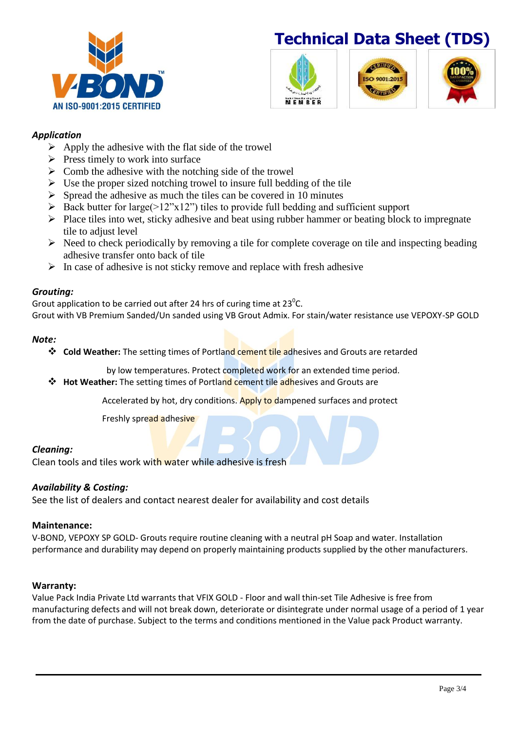# Technical Data Sheet (TDS)

AN ISO-9001:2015 CERTIFIED

### *Application*

- Apply the adhesive with the flat side of the trowel
- Press timely to work into surface
- Comb the adhesive with the notching side of the trowel
- Use the proper sized notching trowel to insure full bedding of the tile
- Spread the adhesive as much the tiles can be covered in 10 minutes
- Back butter for large(>12"x12") tiles to provide full bedding and sufficient support
- Place tiles into wet, sticky adhesive and beat using rubber hammer or beating block to impregnate tile to adjust level
- Need to check periodically by removing a tile for complete coverage on tile and inspecting beading adhesive transfer onto back of tile
- In case of adhesive is not sticky remove and replace with fresh adhesive

### *Grouting:*

Grout application to be carried out after 24 hrs of curing time at $23^0$C.
Grout with VB Premium Sanded/Un sanded using VB Grout Admix. For stain/water resistance use VEPOXY-SP GOLD

### *Note:*

- **Cold Weather:** The setting times of Portland cement tile adhesives and Grouts are retarded by low temperatures. Protect completed work for an extended time period.
- **Hot Weather:** The setting times of Portland cement tile adhesives and Grouts are Accelerated by hot, dry conditions. Apply to dampened surfaces and protect Freshly spread adhesive

### *Cleaning:*

Clean tools and tiles work with water while adhesive is fresh

### *Availability & Costing:*

See the list of dealers and contact nearest dealer for availability and cost details

### Maintenance:

V-BOND, VEPOXY SP GOLD- Grouts require routine cleaning with a neutral pH Soap and water. Installation performance and durability may depend on properly maintaining products supplied by the other manufacturers.

### Warranty:

Value Pack India Private Ltd warrants that VFIX GOLD - Floor and wall thin-set Tile Adhesive is free from manufacturing defects and will not break down, deteriorate or disintegrate under normal usage of a period of 1 year from the date of purchase. Subject to the terms and conditions mentioned in the Value pack Product warranty.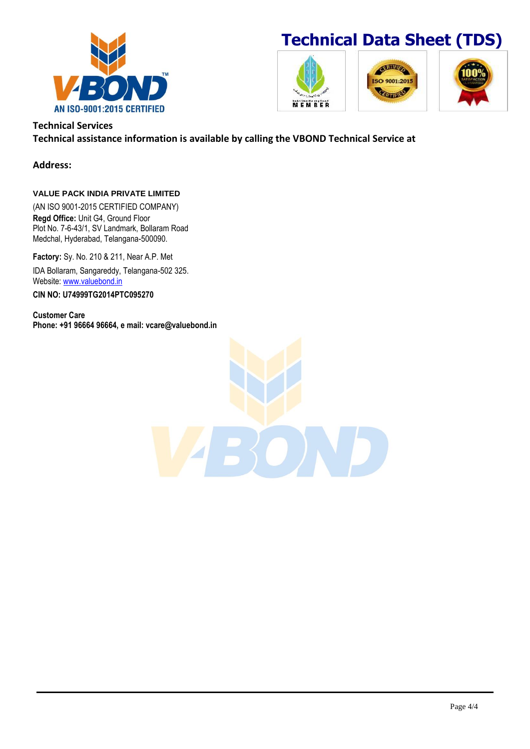**Technical Services**

**Technical assistance information is available by calling the VBOND Technical Service at**

**Address:**

**VALUE PACK INDIA PRIVATE LIMITED**

(AN ISO 9001-2015 CERTIFIED COMPANY)
**Regd Office:** Unit G4, Ground Floor
Plot No. 7-6-43/1, SV Landmark, Bollaram Road
Medchal, Hyderabad, Telangana-500090.

**Factory:** Sy. No. 210 & 211, Near A.P. Met

IDA Bollaram, Sangareddy, Telangana-502 325.
Website: www.valuebond.in

**CIN NO: U74999TG2014PTC095270**

**Customer Care**
**Phone: +91 96664 96664, e mail: vcare@valuebond.in**